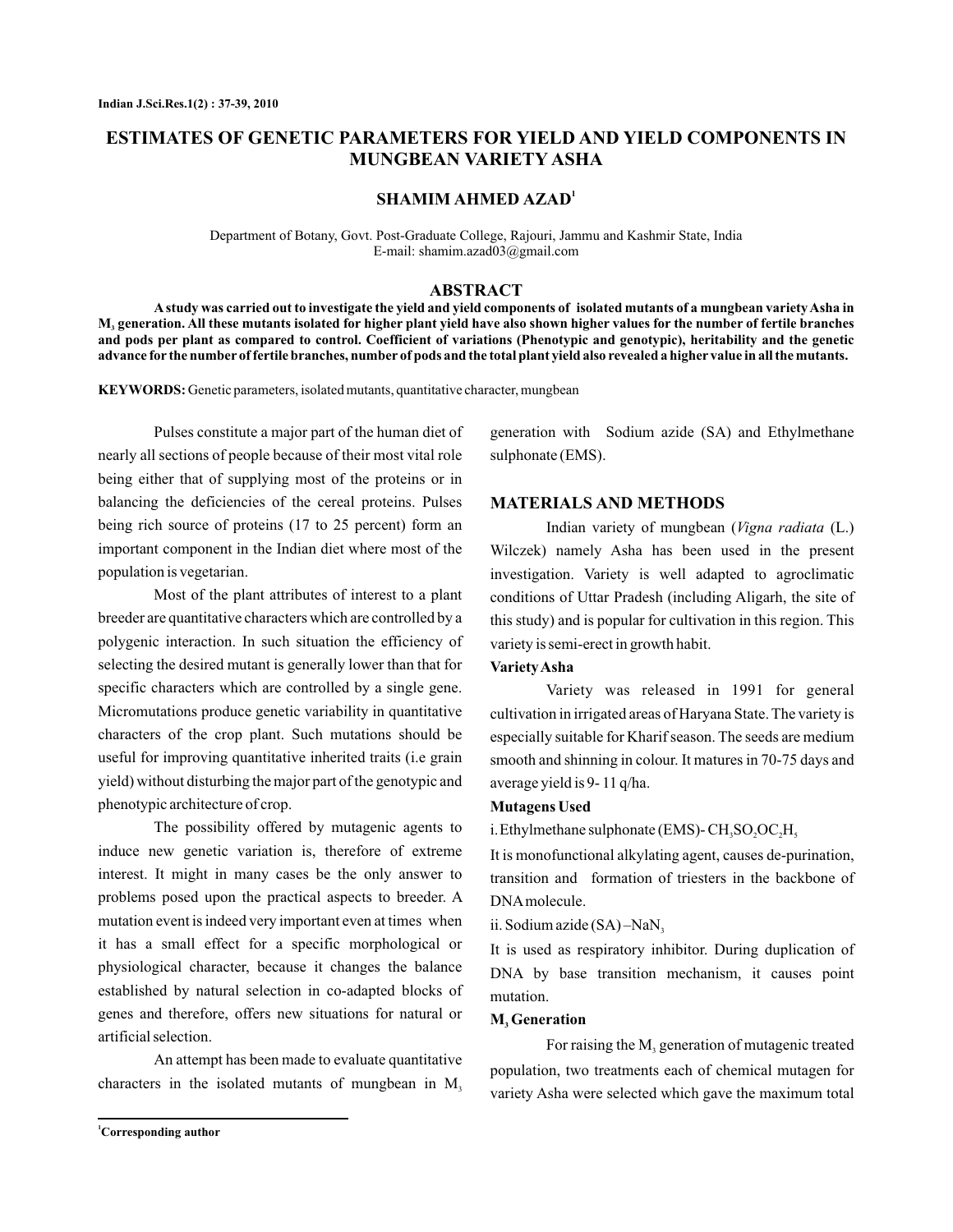# ESTIMATES OF GENETIC PARAMETERS FOR YIELD AND YIELD COMPONENTS IN MUNGBEAN VARIETY ASHA

**SHAMIM AHMED AZAD[1]**

Department of Botany, Govt. Post-Graduate College, Rajouri, Jammu and Kashmir State, India
E-mail: shamim.azad03@gmail.com

## ABSTRACT

**A study was carried out to investigate the yield and yield components of isolated mutants of a mungbean variety Asha in $M_3$ generation. All these mutants isolated for higher plant yield have also shown higher values for the number of fertile branches and pods per plant as compared to control. Coefficient of variations (Phenotypic and genotypic), heritability and the genetic advance for the number of fertile branches, number of pods and the total plant yield also revealed a higher value in all the mutants.**

**KEYWORDS:** Genetic parameters, isolated mutants, quantitative character, mungbean

Pulses constitute a major part of the human diet of nearly all sections of people because of their most vital role being either that of supplying most of the proteins or in balancing the deficiencies of the cereal proteins. Pulses being rich source of proteins (17 to 25 percent) form an important component in the Indian diet where most of the population is vegetarian.

Most of the plant attributes of interest to a plant breeder are quantitative characters which are controlled by a polygenic interaction. In such situation the efficiency of selecting the desired mutant is generally lower than that for specific characters which are controlled by a single gene. Micromutations produce genetic variability in quantitative characters of the crop plant. Such mutations should be useful for improving quantitative inherited traits (i.e grain yield) without disturbing the major part of the genotypic and phenotypic architecture of crop.

The possibility offered by mutagenic agents to induce new genetic variation is, therefore of extreme interest. It might in many cases be the only answer to problems posed upon the practical aspects to breeder. A mutation event is indeed very important even at times when it has a small effect for a specific morphological or physiological character, because it changes the balance established by natural selection in co-adapted blocks of genes and therefore, offers new situations for natural or artificial selection.

An attempt has been made to evaluate quantitative characters in the isolated mutants of mungbean in $M_3$ generation with Sodium azide (SA) and Ethylmethane sulphonate (EMS).

## MATERIALS AND METHODS

Indian variety of mungbean (*Vigna radiata* (L.) Wilczek) namely Asha has been used in the present investigation. Variety is well adapted to agroclimatic conditions of Uttar Pradesh (including Aligarh, the site of this study) and is popular for cultivation in this region. This variety is semi-erect in growth habit.

**Variety Asha**

Variety was released in 1991 for general cultivation in irrigated areas of Haryana State. The variety is especially suitable for Kharif season. The seeds are medium smooth and shinning in colour. It matures in 70-75 days and average yield is 9- 11 q/ha.

**Mutagens Used**

i. Ethylmethane sulphonate (EMS)- $CH_3SO_2OC_2H_5$

It is monofunctional alkylating agent, causes de-purination, transition and formation of triesters in the backbone of DNA molecule.

ii. Sodium azide (SA) –$NaN_3$

It is used as respiratory inhibitor. During duplication of DNA by base transition mechanism, it causes point mutation.

**$M_3$ Generation**

For raising the $M_3$ generation of mutagenic treated population, two treatments each of chemical mutagen for variety Asha were selected which gave the maximum total

[1]Corresponding author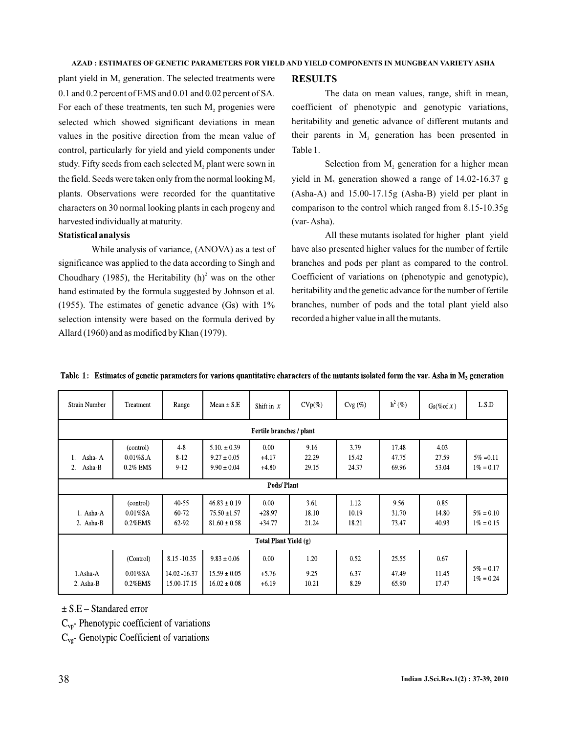plant yield in $M_2$ generation. The selected treatments were 0.1 and 0.2 percent of EMS and 0.01 and 0.02 percent of SA. For each of these treatments, ten such $M_2$ progenies were selected which showed significant deviations in mean values in the positive direction from the mean value of control, particularly for yield and yield components under study. Fifty seeds from each selected $M_2$ plant were sown in the field. Seeds were taken only from the normal looking $M_2$ plants. Observations were recorded for the quantitative characters on 30 normal looking plants in each progeny and harvested individually at maturity.

**Statistical analysis**

While analysis of variance, (ANOVA) as a test of significance was applied to the data according to Singh and Choudhary (1985), the Heritability $(h)^2$ was on the other hand estimated by the formula suggested by Johnson et al. (1955). The estimates of genetic advance (Gs) with 1% selection intensity were based on the formula derived by Allard (1960) and as modified by Khan (1979).

## RESULTS

The data on mean values, range, shift in mean, coefficient of phenotypic and genotypic variations, heritability and genetic advance of different mutants and their parents in $M_3$ generation has been presented in Table 1.

Selection from $M_2$ generation for a higher mean yield in $M_3$ generation showed a range of 14.02-16.37 g (Asha-A) and 15.00-17.15g (Asha-B) yield per plant in comparison to the control which ranged from 8.15-10.35g (var- Asha).

All these mutants isolated for higher plant yield have also presented higher values for the number of fertile branches and pods per plant as compared to the control. Coefficient of variations on (phenotypic and genotypic), heritability and the genetic advance for the number of fertile branches, number of pods and the total plant yield also recorded a higher value in all the mutants.

**Table 1: Estimates of genetic parameters for various quantitative characters of the mutants isolated form the var. Asha in $M_3$ generation**

| Strain Number | Treatment | Range | Mean ± S.E | Shift in $\bar{x}$ | CVp(%) | Cvg (%) | $h^2$ (%) | Gs(% of $\bar{x}$) | L.S.D |
|---|---|---|---|---|---|---|---|---|---|
| **Fertile branches / plant** | | | | | | | | | |
| | (control) | 4-8 | 5.10. ± 0.39 | 0.00 | 9.16 | 3.79 | 17.48 | 4.03 | |
| 1. Asha- A | 0.01%S.A | 8-12 | 9.27 ± 0.05 | +4.17 | 22.29 | 15.42 | 47.75 | 27.59 | 5% =0.11 |
| 2. Asha-B | 0.2% EMS | 9-12 | 9.90 ± 0.04 | +4.80 | 29.15 | 24.37 | 69.96 | 53.04 | 1% = 0.17 |
| **Pods/ Plant** | | | | | | | | | |
| | (control) | 40-55 | 46.83 ± 0.19 | 0.00 | 3.61 | 1.12 | 9.56 | 0.85 | |
| 1. Asha-A | 0.01%SA | 60-72 | 75.50 ±1.57 | +28.97 | 18.10 | 10.19 | 31.70 | 14.80 | 5% = 0.10 |
| 2. Asha-B | 0.2%EMS | 62-92 | 81.60 ± 0.58 | +34.77 | 21.24 | 18.21 | 73.47 | 40.93 | 1% = 0.15 |
| **Total Plant Yield (g)** | | | | | | | | | |
| | (Control) | 8.15 -10.35 | 9.83 ± 0.06 | 0.00 | 1.20 | 0.52 | 25.55 | 0.67 | |
| 1.Asha-A | 0.01%SA | 14.02 -16.37 | 15.59 ± 0.05 | +5.76 | 9.25 | 6.37 | 47.49 | 11.45 | 5% = 0.17 |
| 2. Asha-B | 0.2%EMS | 15.00-17.15 | 16.02 ± 0.08 | +6.19 | 10.21 | 8.29 | 65.90 | 17.47 | 1% = 0.24 |

± S.E – Standared error

$C_{vp}$- Phenotypic coefficient of variations

$C_{vg}$- Genotypic Coefficient of variations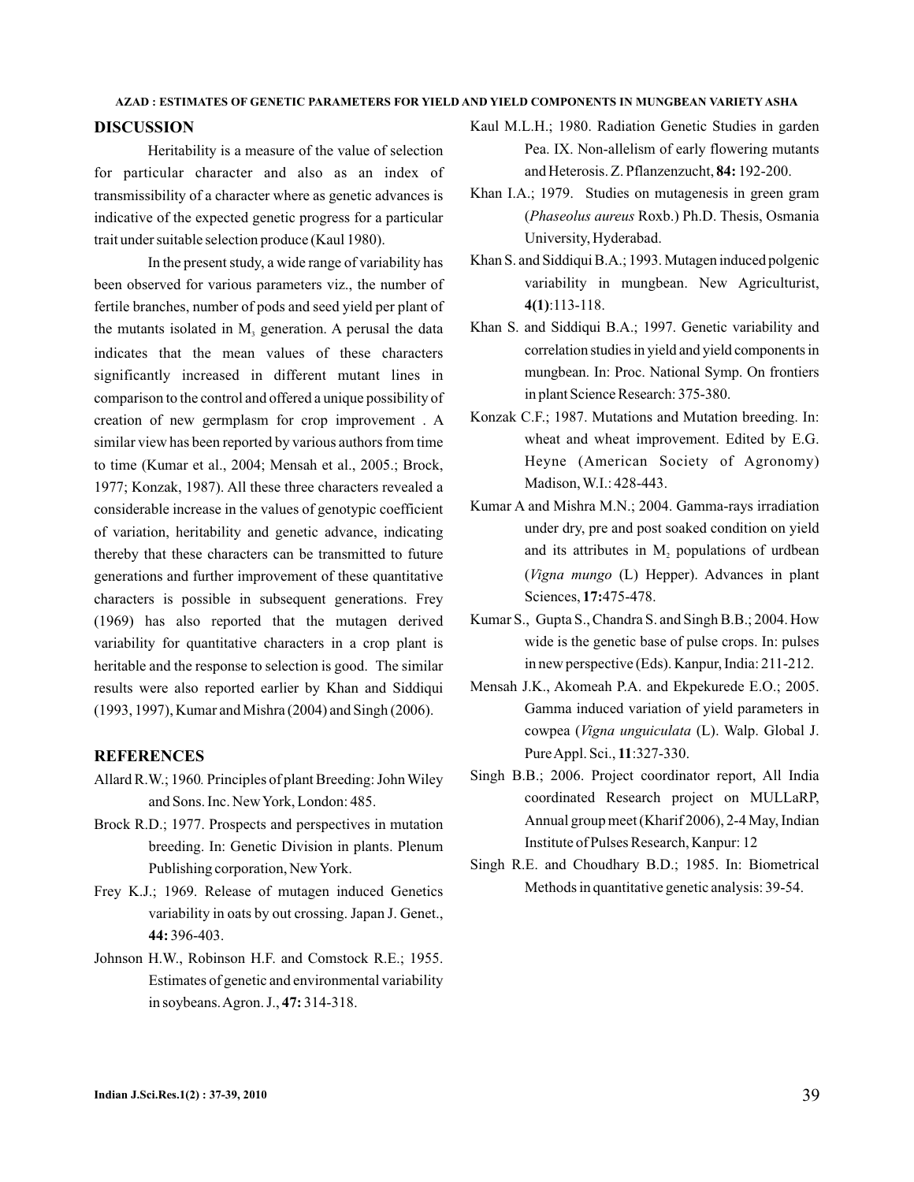## DISCUSSION

Heritability is a measure of the value of selection for particular character and also as an index of transmissibility of a character where as genetic advances is indicative of the expected genetic progress for a particular trait under suitable selection produce (Kaul 1980).

In the present study, a wide range of variability has been observed for various parameters viz., the number of fertile branches, number of pods and seed yield per plant of the mutants isolated in $M_3$ generation. A perusal the data indicates that the mean values of these characters significantly increased in different mutant lines in comparison to the control and offered a unique possibility of creation of new germplasm for crop improvement . A similar view has been reported by various authors from time to time (Kumar et al., 2004; Mensah et al., 2005.; Brock, 1977; Konzak, 1987). All these three characters revealed a considerable increase in the values of genotypic coefficient of variation, heritability and genetic advance, indicating thereby that these characters can be transmitted to future generations and further improvement of these quantitative characters is possible in subsequent generations. Frey (1969) has also reported that the mutagen derived variability for quantitative characters in a crop plant is heritable and the response to selection is good. The similar results were also reported earlier by Khan and Siddiqui (1993, 1997), Kumar and Mishra (2004) and Singh (2006).

## REFERENCES

Allard R.W.; 1960*.* Principles of plant Breeding: John Wiley and Sons. Inc. New York, London: 485.

Brock R.D.; 1977. Prospects and perspectives in mutation breeding. In: Genetic Division in plants. Plenum Publishing corporation, New York.

Frey K.J.; 1969. Release of mutagen induced Genetics variability in oats by out crossing. Japan J. Genet., **44:** 396-403.

Johnson H.W., Robinson H.F. and Comstock R.E.; 1955. Estimates of genetic and environmental variability in soybeans. Agron. J., **47:** 314-318.

Kaul M.L.H.; 1980. Radiation Genetic Studies in garden Pea. IX. Non-allelism of early flowering mutants and Heterosis. Z. Pflanzenzucht, **84:** 192-200.

Khan I.A.; 1979. Studies on mutagenesis in green gram (*Phaseolus aureus* Roxb.) Ph.D. Thesis, Osmania University, Hyderabad.

Khan S. and Siddiqui B.A.; 1993. Mutagen induced polgenic variability in mungbean. New Agriculturist, **4(1)**:113-118.

Khan S. and Siddiqui B.A.; 1997. Genetic variability and correlation studies in yield and yield components in mungbean. In: Proc. National Symp. On frontiers in plant Science Research: 375-380.

Konzak C.F.; 1987. Mutations and Mutation breeding. In: wheat and wheat improvement. Edited by E.G. Heyne (American Society of Agronomy) Madison, W.I.: 428-443.

Kumar A and Mishra M.N.; 2004. Gamma-rays irradiation under dry, pre and post soaked condition on yield and its attributes in $M_2$ populations of urdbean (*Vigna mungo* (L) Hepper). Advances in plant Sciences, **17:**475-478.

Kumar S., Gupta S., Chandra S. and Singh B.B.; 2004. How wide is the genetic base of pulse crops. In: pulses in new perspective (Eds). Kanpur, India: 211-212.

Mensah J.K., Akomeah P.A. and Ekpekurede E.O.; 2005. Gamma induced variation of yield parameters in cowpea (*Vigna unguiculata* (L). Walp. Global J. Pure Appl. Sci., **11**:327-330.

Singh B.B.; 2006. Project coordinator report, All India coordinated Research project on MULLaRP, Annual group meet (Kharif 2006), 2-4 May, Indian Institute of Pulses Research, Kanpur: 12

Singh R.E. and Choudhary B.D.; 1985. In: Biometrical Methods in quantitative genetic analysis: 39-54.